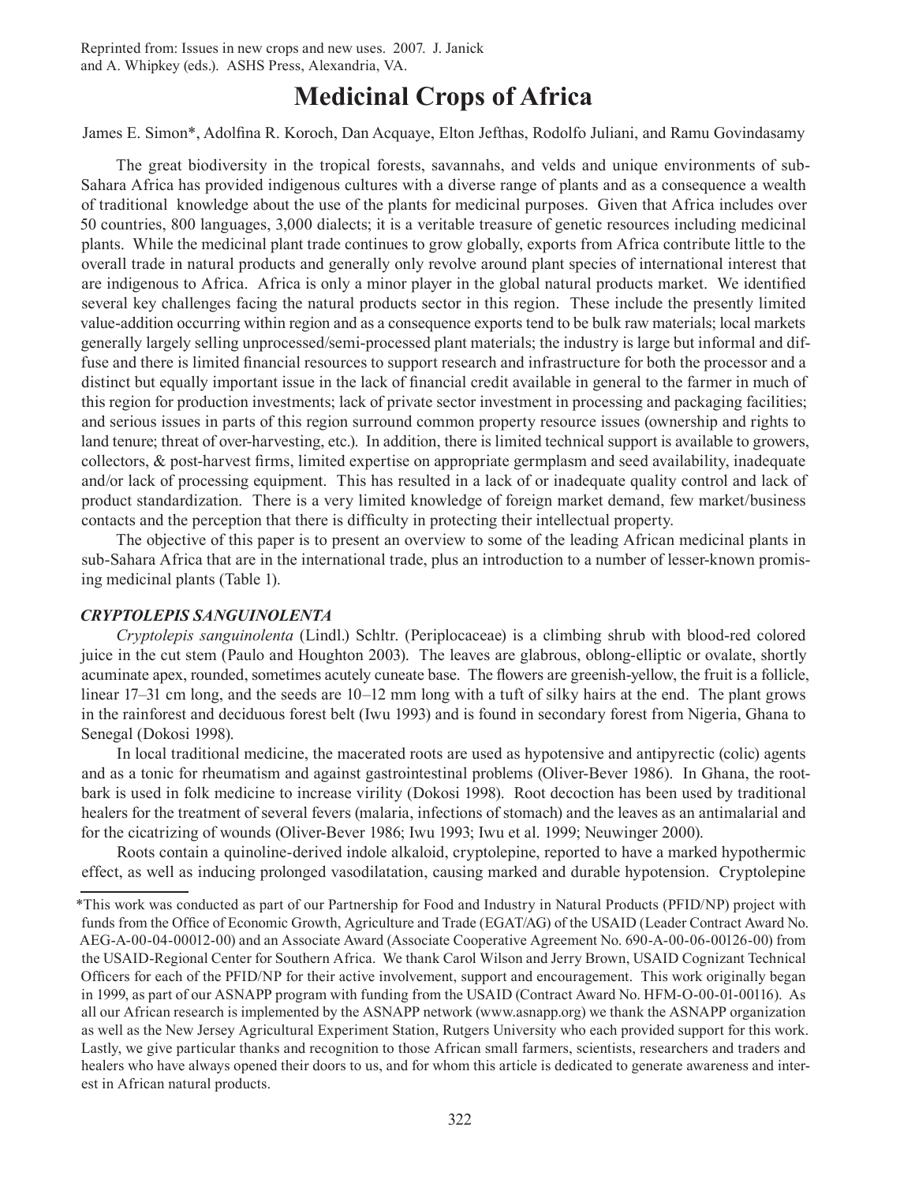Reprinted from: Issues in new crops and new uses. 2007. J. Janick and A. Whipkey (eds.). ASHS Press, Alexandria, VA.

# Medicinal Crops of Africa

James E. Simon*, Adolfina R. Koroch, Dan Acquaye, Elton Jefthas, Rodolfo Juliani, and Ramu Govindasamy

The great biodiversity in the tropical forests, savannahs, and velds and unique environments of sub-Sahara Africa has provided indigenous cultures with a diverse range of plants and as a consequence a wealth of traditional knowledge about the use of the plants for medicinal purposes. Given that Africa includes over 50 countries, 800 languages, 3,000 dialects; it is a veritable treasure of genetic resources including medicinal plants. While the medicinal plant trade continues to grow globally, exports from Africa contribute little to the overall trade in natural products and generally only revolve around plant species of international interest that are indigenous to Africa. Africa is only a minor player in the global natural products market. We identified several key challenges facing the natural products sector in this region. These include the presently limited value-addition occurring within region and as a consequence exports tend to be bulk raw materials; local markets generally largely selling unprocessed/semi-processed plant materials; the industry is large but informal and diffuse and there is limited financial resources to support research and infrastructure for both the processor and a distinct but equally important issue in the lack of financial credit available in general to the farmer in much of this region for production investments; lack of private sector investment in processing and packaging facilities; and serious issues in parts of this region surround common property resource issues (ownership and rights to land tenure; threat of over-harvesting, etc.). In addition, there is limited technical support is available to growers, collectors, & post-harvest firms, limited expertise on appropriate germplasm and seed availability, inadequate and/or lack of processing equipment. This has resulted in a lack of or inadequate quality control and lack of product standardization. There is a very limited knowledge of foreign market demand, few market/business contacts and the perception that there is difficulty in protecting their intellectual property.

The objective of this paper is to present an overview to some of the leading African medicinal plants in sub-Sahara Africa that are in the international trade, plus an introduction to a number of lesser-known promising medicinal plants (Table 1).

### *CRYPTOLEPIS SANGUINOLENTA*

*Cryptolepis sanguinolenta* (Lindl.) Schltr. (Periplocaceae) is a climbing shrub with blood-red colored juice in the cut stem (Paulo and Houghton 2003). The leaves are glabrous, oblong-elliptic or ovalate, shortly acuminate apex, rounded, sometimes acutely cuneate base. The flowers are greenish-yellow, the fruit is a follicle, linear 17–31 cm long, and the seeds are 10–12 mm long with a tuft of silky hairs at the end. The plant grows in the rainforest and deciduous forest belt (Iwu 1993) and is found in secondary forest from Nigeria, Ghana to Senegal (Dokosi 1998).

In local traditional medicine, the macerated roots are used as hypotensive and antipyrectic (colic) agents and as a tonic for rheumatism and against gastrointestinal problems (Oliver-Bever 1986). In Ghana, the root-bark is used in folk medicine to increase virility (Dokosi 1998). Root decoction has been used by traditional healers for the treatment of several fevers (malaria, infections of stomach) and the leaves as an antimalarial and for the cicatrizing of wounds (Oliver-Bever 1986; Iwu 1993; Iwu et al. 1999; Neuwinger 2000).

Roots contain a quinoline-derived indole alkaloid, cryptolepine, reported to have a marked hypothermic effect, as well as inducing prolonged vasodilatation, causing marked and durable hypotension. Cryptolepine

*This work was conducted as part of our Partnership for Food and Industry in Natural Products (PFID/NP) project with funds from the Office of Economic Growth, Agriculture and Trade (EGAT/AG) of the USAID (Leader Contract Award No. AEG-A-00-04-00012-00) and an Associate Award (Associate Cooperative Agreement No. 690-A-00-06-00126-00) from the USAID-Regional Center for Southern Africa. We thank Carol Wilson and Jerry Brown, USAID Cognizant Technical Officers for each of the PFID/NP for their active involvement, support and encouragement. This work originally began in 1999, as part of our ASNAPP program with funding from the USAID (Contract Award No. HFM-O-00-01-00116). As all our African research is implemented by the ASNAPP network (www.asnapp.org) we thank the ASNAPP organization as well as the New Jersey Agricultural Experiment Station, Rutgers University who each provided support for this work. Lastly, we give particular thanks and recognition to those African small farmers, scientists, researchers and traders and healers who have always opened their doors to us, and for whom this article is dedicated to generate awareness and interest in African natural products.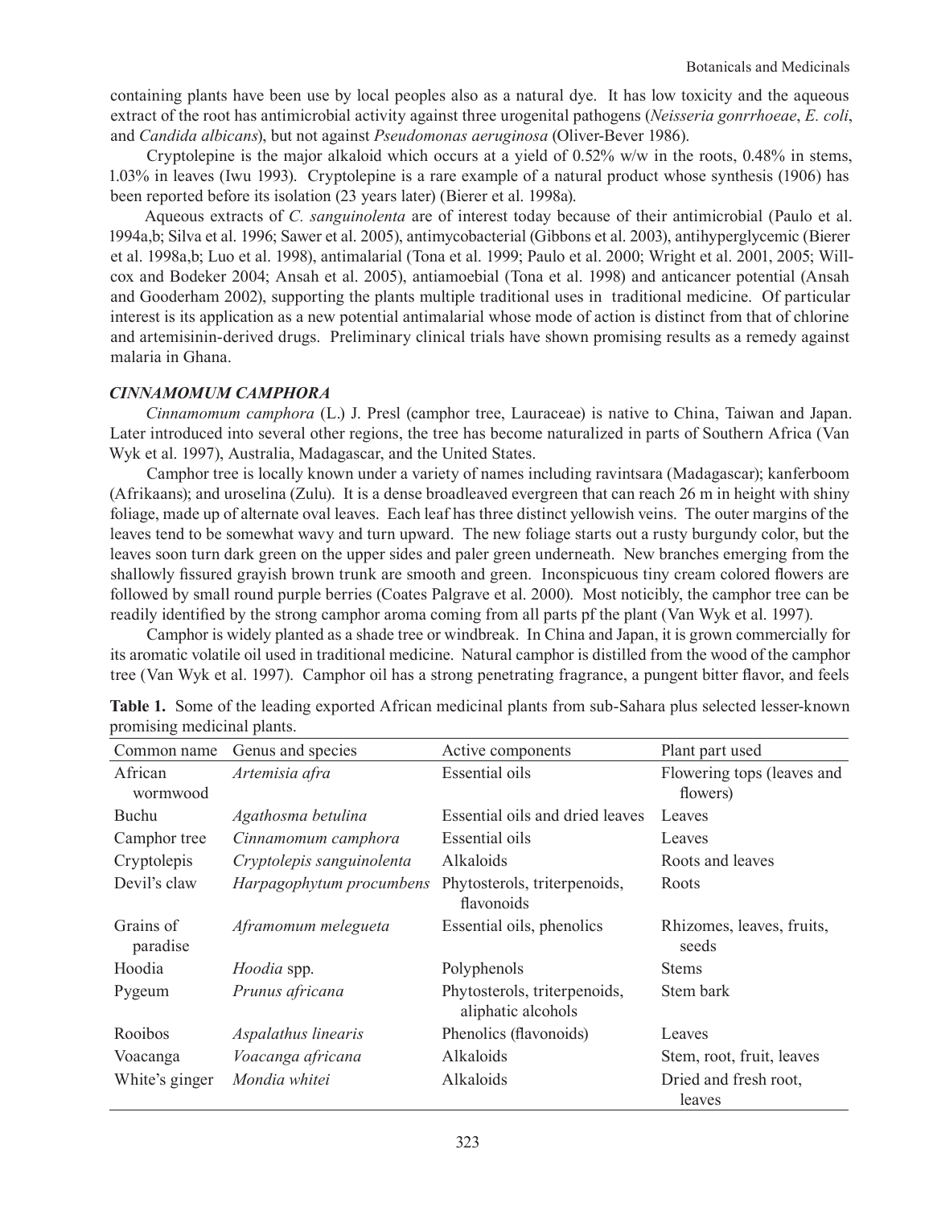containing plants have been use by local peoples also as a natural dye. It has low toxicity and the aqueous extract of the root has antimicrobial activity against three urogenital pathogens (*Neisseria gonrrhoeae*, *E. coli*, and *Candida albicans*), but not against *Pseudomonas aeruginosa* (Oliver-Bever 1986).

Cryptolepine is the major alkaloid which occurs at a yield of 0.52% w/w in the roots, 0.48% in stems, 1.03% in leaves (Iwu 1993). Cryptolepine is a rare example of a natural product whose synthesis (1906) has been reported before its isolation (23 years later) (Bierer et al. 1998a).

Aqueous extracts of *C. sanguinolenta* are of interest today because of their antimicrobial (Paulo et al. 1994a,b; Silva et al. 1996; Sawer et al. 2005), antimycobacterial (Gibbons et al. 2003), antihyperglycemic (Bierer et al. 1998a,b; Luo et al. 1998), antimalarial (Tona et al. 1999; Paulo et al. 2000; Wright et al. 2001, 2005; Willcox and Bodeker 2004; Ansah et al. 2005), antiamoebial (Tona et al. 1998) and anticancer potential (Ansah and Gooderham 2002), supporting the plants multiple traditional uses in traditional medicine. Of particular interest is its application as a new potential antimalarial whose mode of action is distinct from that of chlorine and artemisinin-derived drugs. Preliminary clinical trials have shown promising results as a remedy against malaria in Ghana.

### *CINNAMOMUM CAMPHORA*

*Cinnamomum camphora* (L.) J. Presl (camphor tree, Lauraceae) is native to China, Taiwan and Japan. Later introduced into several other regions, the tree has become naturalized in parts of Southern Africa (Van Wyk et al. 1997), Australia, Madagascar, and the United States.

Camphor tree is locally known under a variety of names including ravintsara (Madagascar); kanferboom (Afrikaans); and uroselina (Zulu). It is a dense broadleaved evergreen that can reach 26 m in height with shiny foliage, made up of alternate oval leaves. Each leaf has three distinct yellowish veins. The outer margins of the leaves tend to be somewhat wavy and turn upward. The new foliage starts out a rusty burgundy color, but the leaves soon turn dark green on the upper sides and paler green underneath. New branches emerging from the shallowly fissured grayish brown trunk are smooth and green. Inconspicuous tiny cream colored flowers are followed by small round purple berries (Coates Palgrave et al. 2000). Most noticibly, the camphor tree can be readily identified by the strong camphor aroma coming from all parts pf the plant (Van Wyk et al. 1997).

Camphor is widely planted as a shade tree or windbreak. In China and Japan, it is grown commercially for its aromatic volatile oil used in traditional medicine. Natural camphor is distilled from the wood of the camphor tree (Van Wyk et al. 1997). Camphor oil has a strong penetrating fragrance, a pungent bitter flavor, and feels

**Table 1.** Some of the leading exported African medicinal plants from sub-Sahara plus selected lesser-known promising medicinal plants.

| Common name | Genus and species | Active components | Plant part used |
|---|---|---|---|
| African wormwood | *Artemisia afra* | Essential oils | Flowering tops (leaves and flowers) |
| Buchu | *Agathosma betulina* | Essential oils and dried leaves | Leaves |
| Camphor tree | *Cinnamomum camphora* | Essential oils | Leaves |
| Cryptolepis | *Cryptolepis sanguinolenta* | Alkaloids | Roots and leaves |
| Devil's claw | *Harpagophytum procumbens* | Phytosterols, triterpenoids, flavonoids | Roots |
| Grains of paradise | *Aframomum melegueta* | Essential oils, phenolics | Rhizomes, leaves, fruits, seeds |
| Hoodia | *Hoodia* spp. | Polyphenols | Stems |
| Pygeum | *Prunus africana* | Phytosterols, triterpenoids, aliphatic alcohols | Stem bark |
| Rooibos | *Aspalathus linearis* | Phenolics (flavonoids) | Leaves |
| Voacanga | *Voacanga africana* | Alkaloids | Stem, root, fruit, leaves |
| White's ginger | *Mondia whitei* | Alkaloids | Dried and fresh root, leaves |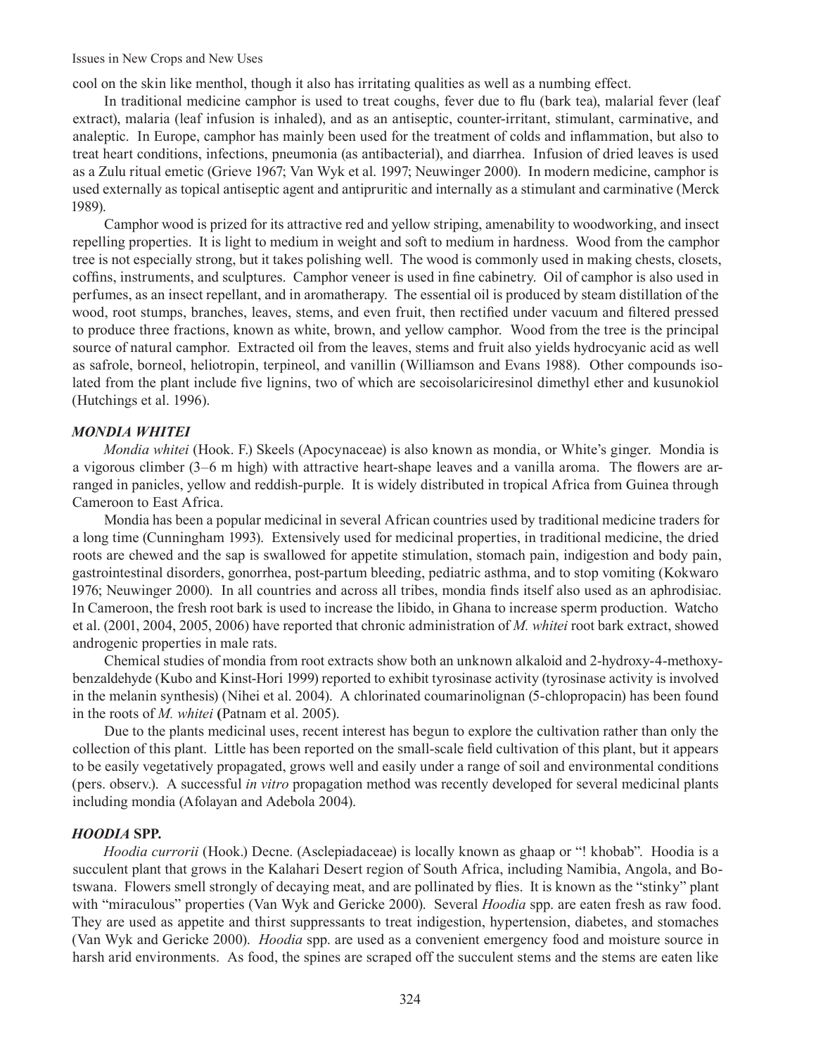cool on the skin like menthol, though it also has irritating qualities as well as a numbing effect.

In traditional medicine camphor is used to treat coughs, fever due to flu (bark tea), malarial fever (leaf extract), malaria (leaf infusion is inhaled), and as an antiseptic, counter-irritant, stimulant, carminative, and analeptic. In Europe, camphor has mainly been used for the treatment of colds and inflammation, but also to treat heart conditions, infections, pneumonia (as antibacterial), and diarrhea. Infusion of dried leaves is used as a Zulu ritual emetic (Grieve 1967; Van Wyk et al. 1997; Neuwinger 2000). In modern medicine, camphor is used externally as topical antiseptic agent and antipruritic and internally as a stimulant and carminative (Merck 1989).

Camphor wood is prized for its attractive red and yellow striping, amenability to woodworking, and insect repelling properties. It is light to medium in weight and soft to medium in hardness. Wood from the camphor tree is not especially strong, but it takes polishing well. The wood is commonly used in making chests, closets, coffins, instruments, and sculptures. Camphor veneer is used in fine cabinetry. Oil of camphor is also used in perfumes, as an insect repellant, and in aromatherapy. The essential oil is produced by steam distillation of the wood, root stumps, branches, leaves, stems, and even fruit, then rectified under vacuum and filtered pressed to produce three fractions, known as white, brown, and yellow camphor. Wood from the tree is the principal source of natural camphor. Extracted oil from the leaves, stems and fruit also yields hydrocyanic acid as well as safrole, borneol, heliotropin, terpineol, and vanillin (Williamson and Evans 1988). Other compounds isolated from the plant include five lignins, two of which are secoisolariciresinol dimethyl ether and kusunokiol (Hutchings et al. 1996).

### *MONDIA WHITEI*

*Mondia whitei* (Hook. F.) Skeels (Apocynaceae) is also known as mondia, or White's ginger. Mondia is a vigorous climber (3–6 m high) with attractive heart-shape leaves and a vanilla aroma. The flowers are arranged in panicles, yellow and reddish-purple. It is widely distributed in tropical Africa from Guinea through Cameroon to East Africa.

Mondia has been a popular medicinal in several African countries used by traditional medicine traders for a long time (Cunningham 1993). Extensively used for medicinal properties, in traditional medicine, the dried roots are chewed and the sap is swallowed for appetite stimulation, stomach pain, indigestion and body pain, gastrointestinal disorders, gonorrhea, post-partum bleeding, pediatric asthma, and to stop vomiting (Kokwaro 1976; Neuwinger 2000). In all countries and across all tribes, mondia finds itself also used as an aphrodisiac. In Cameroon, the fresh root bark is used to increase the libido, in Ghana to increase sperm production. Watcho et al. (2001, 2004, 2005, 2006) have reported that chronic administration of *M. whitei* root bark extract, showed androgenic properties in male rats.

Chemical studies of mondia from root extracts show both an unknown alkaloid and 2-hydroxy-4-methoxybenzaldehyde (Kubo and Kinst-Hori 1999) reported to exhibit tyrosinase activity (tyrosinase activity is involved in the melanin synthesis) (Nihei et al. 2004). A chlorinated coumarinolignan (5-chlopropacin) has been found in the roots of *M. whitei* **(**Patnam et al. 2005).

Due to the plants medicinal uses, recent interest has begun to explore the cultivation rather than only the collection of this plant. Little has been reported on the small-scale field cultivation of this plant, but it appears to be easily vegetatively propagated, grows well and easily under a range of soil and environmental conditions (pers. observ.). A successful *in vitro* propagation method was recently developed for several medicinal plants including mondia (Afolayan and Adebola 2004).

### *HOODIA* SPP.

*Hoodia currorii* (Hook.) Decne. (Asclepiadaceae) is locally known as ghaap or "! khobab". Hoodia is a succulent plant that grows in the Kalahari Desert region of South Africa, including Namibia, Angola, and Botswana. Flowers smell strongly of decaying meat, and are pollinated by flies. It is known as the "stinky" plant with "miraculous" properties (Van Wyk and Gericke 2000). Several *Hoodia* spp. are eaten fresh as raw food. They are used as appetite and thirst suppressants to treat indigestion, hypertension, diabetes, and stomaches (Van Wyk and Gericke 2000). *Hoodia* spp. are used as a convenient emergency food and moisture source in harsh arid environments. As food, the spines are scraped off the succulent stems and the stems are eaten like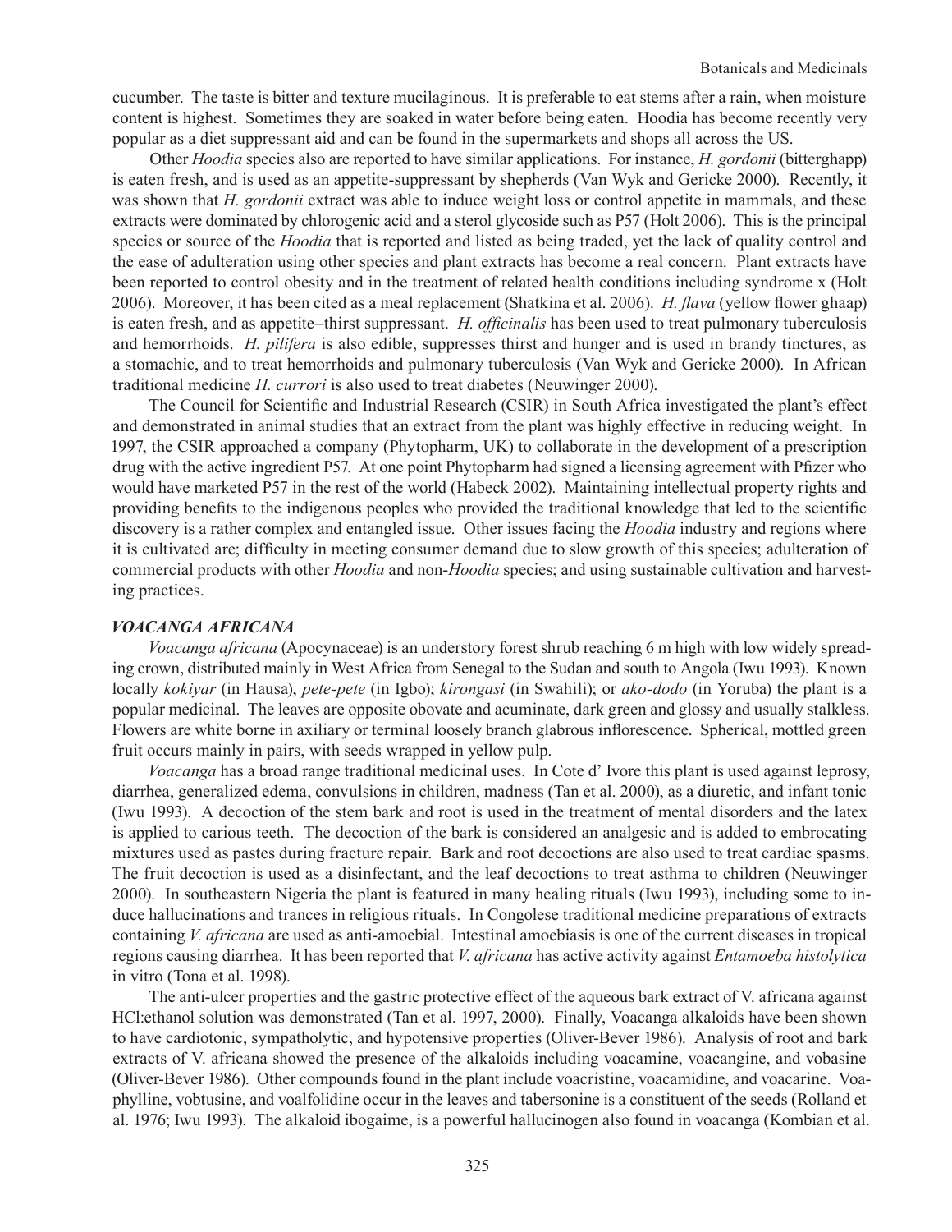cucumber. The taste is bitter and texture mucilaginous. It is preferable to eat stems after a rain, when moisture content is highest. Sometimes they are soaked in water before being eaten. Hoodia has become recently very popular as a diet suppressant aid and can be found in the supermarkets and shops all across the US.

Other *Hoodia* species also are reported to have similar applications. For instance, *H. gordonii* (bitterghapp) is eaten fresh, and is used as an appetite-suppressant by shepherds (Van Wyk and Gericke 2000). Recently, it was shown that *H. gordonii* extract was able to induce weight loss or control appetite in mammals, and these extracts were dominated by chlorogenic acid and a sterol glycoside such as P57 (Holt 2006). This is the principal species or source of the *Hoodia* that is reported and listed as being traded, yet the lack of quality control and the ease of adulteration using other species and plant extracts has become a real concern. Plant extracts have been reported to control obesity and in the treatment of related health conditions including syndrome x (Holt 2006). Moreover, it has been cited as a meal replacement (Shatkina et al. 2006). *H. flava* (yellow flower ghaap) is eaten fresh, and as appetite–thirst suppressant. *H. officinalis* has been used to treat pulmonary tuberculosis and hemorrhoids. *H. pilifera* is also edible, suppresses thirst and hunger and is used in brandy tinctures, as a stomachic, and to treat hemorrhoids and pulmonary tuberculosis (Van Wyk and Gericke 2000). In African traditional medicine *H. currori* is also used to treat diabetes (Neuwinger 2000).

The Council for Scientific and Industrial Research (CSIR) in South Africa investigated the plant's effect and demonstrated in animal studies that an extract from the plant was highly effective in reducing weight. In 1997, the CSIR approached a company (Phytopharm, UK) to collaborate in the development of a prescription drug with the active ingredient P57. At one point Phytopharm had signed a licensing agreement with Pfizer who would have marketed P57 in the rest of the world (Habeck 2002). Maintaining intellectual property rights and providing benefits to the indigenous peoples who provided the traditional knowledge that led to the scientific discovery is a rather complex and entangled issue. Other issues facing the *Hoodia* industry and regions where it is cultivated are; difficulty in meeting consumer demand due to slow growth of this species; adulteration of commercial products with other *Hoodia* and non-*Hoodia* species; and using sustainable cultivation and harvesting practices.

### *VOACANGA AFRICANA*

*Voacanga africana* (Apocynaceae) is an understory forest shrub reaching 6 m high with low widely spreading crown, distributed mainly in West Africa from Senegal to the Sudan and south to Angola (Iwu 1993). Known locally *kokiyar* (in Hausa), *pete-pete* (in Igbo); *kirongasi* (in Swahili); or *ako-dodo* (in Yoruba) the plant is a popular medicinal. The leaves are opposite obovate and acuminate, dark green and glossy and usually stalkless. Flowers are white borne in axiliary or terminal loosely branch glabrous inflorescence. Spherical, mottled green fruit occurs mainly in pairs, with seeds wrapped in yellow pulp.

*Voacanga* has a broad range traditional medicinal uses. In Cote d' Ivore this plant is used against leprosy, diarrhea, generalized edema, convulsions in children, madness (Tan et al. 2000), as a diuretic, and infant tonic (Iwu 1993). A decoction of the stem bark and root is used in the treatment of mental disorders and the latex is applied to carious teeth. The decoction of the bark is considered an analgesic and is added to embrocating mixtures used as pastes during fracture repair. Bark and root decoctions are also used to treat cardiac spasms. The fruit decoction is used as a disinfectant, and the leaf decoctions to treat asthma to children (Neuwinger 2000). In southeastern Nigeria the plant is featured in many healing rituals (Iwu 1993), including some to induce hallucinations and trances in religious rituals. In Congolese traditional medicine preparations of extracts containing *V. africana* are used as anti-amoebial. Intestinal amoebiasis is one of the current diseases in tropical regions causing diarrhea. It has been reported that *V. africana* has active activity against *Entamoeba histolytica* in vitro (Tona et al. 1998).

The anti-ulcer properties and the gastric protective effect of the aqueous bark extract of V. africana against HCl:ethanol solution was demonstrated (Tan et al. 1997, 2000). Finally, Voacanga alkaloids have been shown to have cardiotonic, sympatholytic, and hypotensive properties (Oliver-Bever 1986). Analysis of root and bark extracts of V. africana showed the presence of the alkaloids including voacamine, voacangine, and vobasine (Oliver-Bever 1986). Other compounds found in the plant include voacristine, voacamidine, and voacarine. Voaphylline, vobtusine, and voalfolidine occur in the leaves and tabersonine is a constituent of the seeds (Rolland et al. 1976; Iwu 1993). The alkaloid ibogaime, is a powerful hallucinogen also found in voacanga (Kombian et al.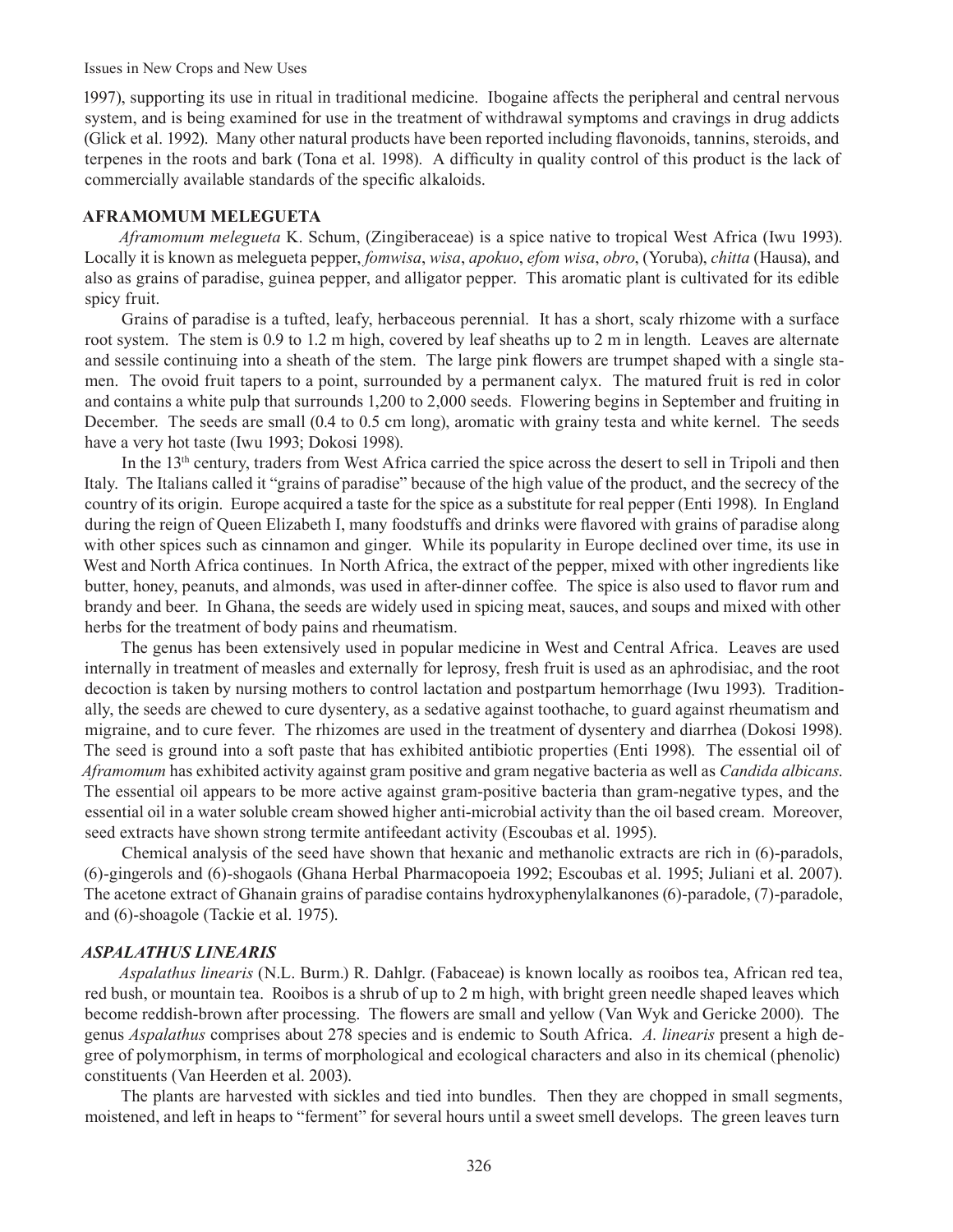1997), supporting its use in ritual in traditional medicine. Ibogaine affects the peripheral and central nervous system, and is being examined for use in the treatment of withdrawal symptoms and cravings in drug addicts (Glick et al. 1992). Many other natural products have been reported including flavonoids, tannins, steroids, and terpenes in the roots and bark (Tona et al. 1998). A difficulty in quality control of this product is the lack of commercially available standards of the specific alkaloids.

## AFRAMOMUM MELEGUETA

*Aframomum melegueta* K. Schum, (Zingiberaceae) is a spice native to tropical West Africa (Iwu 1993). Locally it is known as melegueta pepper, *fomwisa*, *wisa*, *apokuo*, *efom wisa*, *obro*, (Yoruba), *chitta* (Hausa), and also as grains of paradise, guinea pepper, and alligator pepper. This aromatic plant is cultivated for its edible spicy fruit.

Grains of paradise is a tufted, leafy, herbaceous perennial. It has a short, scaly rhizome with a surface root system. The stem is 0.9 to 1.2 m high, covered by leaf sheaths up to 2 m in length. Leaves are alternate and sessile continuing into a sheath of the stem. The large pink flowers are trumpet shaped with a single stamen. The ovoid fruit tapers to a point, surrounded by a permanent calyx. The matured fruit is red in color and contains a white pulp that surrounds 1,200 to 2,000 seeds. Flowering begins in September and fruiting in December. The seeds are small (0.4 to 0.5 cm long), aromatic with grainy testa and white kernel. The seeds have a very hot taste (Iwu 1993; Dokosi 1998).

In the 13th century, traders from West Africa carried the spice across the desert to sell in Tripoli and then Italy. The Italians called it "grains of paradise" because of the high value of the product, and the secrecy of the country of its origin. Europe acquired a taste for the spice as a substitute for real pepper (Enti 1998). In England during the reign of Queen Elizabeth I, many foodstuffs and drinks were flavored with grains of paradise along with other spices such as cinnamon and ginger. While its popularity in Europe declined over time, its use in West and North Africa continues. In North Africa, the extract of the pepper, mixed with other ingredients like butter, honey, peanuts, and almonds, was used in after-dinner coffee. The spice is also used to flavor rum and brandy and beer. In Ghana, the seeds are widely used in spicing meat, sauces, and soups and mixed with other herbs for the treatment of body pains and rheumatism.

The genus has been extensively used in popular medicine in West and Central Africa. Leaves are used internally in treatment of measles and externally for leprosy, fresh fruit is used as an aphrodisiac, and the root decoction is taken by nursing mothers to control lactation and postpartum hemorrhage (Iwu 1993). Traditionally, the seeds are chewed to cure dysentery, as a sedative against toothache, to guard against rheumatism and migraine, and to cure fever. The rhizomes are used in the treatment of dysentery and diarrhea (Dokosi 1998). The seed is ground into a soft paste that has exhibited antibiotic properties (Enti 1998). The essential oil of *Aframomum* has exhibited activity against gram positive and gram negative bacteria as well as *Candida albicans*. The essential oil appears to be more active against gram-positive bacteria than gram-negative types, and the essential oil in a water soluble cream showed higher anti-microbial activity than the oil based cream. Moreover, seed extracts have shown strong termite antifeedant activity (Escoubas et al. 1995).

Chemical analysis of the seed have shown that hexanic and methanolic extracts are rich in (6)-paradols, (6)-gingerols and (6)-shogaols (Ghana Herbal Pharmacopoeia 1992; Escoubas et al. 1995; Juliani et al. 2007). The acetone extract of Ghanain grains of paradise contains hydroxyphenylalkanones (6)-paradole, (7)-paradole, and (6)-shoagole (Tackie et al. 1975).

## *ASPALATHUS LINEARIS*

*Aspalathus linearis* (N.L. Burm.) R. Dahlgr. (Fabaceae) is known locally as rooibos tea, African red tea, red bush, or mountain tea. Rooibos is a shrub of up to 2 m high, with bright green needle shaped leaves which become reddish-brown after processing. The flowers are small and yellow (Van Wyk and Gericke 2000). The genus *Aspalathus* comprises about 278 species and is endemic to South Africa. *A. linearis* present a high degree of polymorphism, in terms of morphological and ecological characters and also in its chemical (phenolic) constituents (Van Heerden et al. 2003).

The plants are harvested with sickles and tied into bundles. Then they are chopped in small segments, moistened, and left in heaps to "ferment" for several hours until a sweet smell develops. The green leaves turn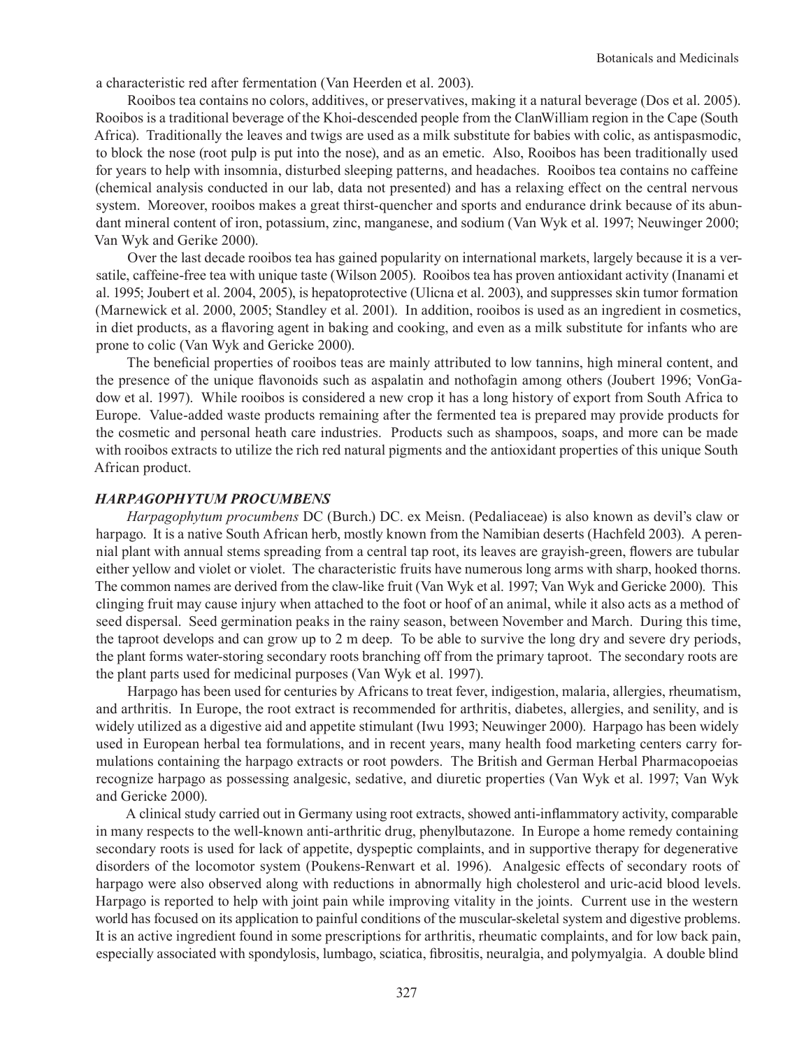a characteristic red after fermentation (Van Heerden et al. 2003).

Rooibos tea contains no colors, additives, or preservatives, making it a natural beverage (Dos et al. 2005). Rooibos is a traditional beverage of the Khoi-descended people from the ClanWilliam region in the Cape (South Africa). Traditionally the leaves and twigs are used as a milk substitute for babies with colic, as antispasmodic, to block the nose (root pulp is put into the nose), and as an emetic. Also, Rooibos has been traditionally used for years to help with insomnia, disturbed sleeping patterns, and headaches. Rooibos tea contains no caffeine (chemical analysis conducted in our lab, data not presented) and has a relaxing effect on the central nervous system. Moreover, rooibos makes a great thirst-quencher and sports and endurance drink because of its abundant mineral content of iron, potassium, zinc, manganese, and sodium (Van Wyk et al. 1997; Neuwinger 2000; Van Wyk and Gerike 2000).

Over the last decade rooibos tea has gained popularity on international markets, largely because it is a versatile, caffeine-free tea with unique taste (Wilson 2005). Rooibos tea has proven antioxidant activity (Inanami et al. 1995; Joubert et al. 2004, 2005), is hepatoprotective (Ulicna et al. 2003), and suppresses skin tumor formation (Marnewick et al. 2000, 2005; Standley et al. 2001). In addition, rooibos is used as an ingredient in cosmetics, in diet products, as a flavoring agent in baking and cooking, and even as a milk substitute for infants who are prone to colic (Van Wyk and Gericke 2000).

The beneficial properties of rooibos teas are mainly attributed to low tannins, high mineral content, and the presence of the unique flavonoids such as aspalatin and nothofagin among others (Joubert 1996; VonGadow et al. 1997). While rooibos is considered a new crop it has a long history of export from South Africa to Europe. Value-added waste products remaining after the fermented tea is prepared may provide products for the cosmetic and personal heath care industries. Products such as shampoos, soaps, and more can be made with rooibos extracts to utilize the rich red natural pigments and the antioxidant properties of this unique South African product.

### *HARPAGOPHYTUM PROCUMBENS*

*Harpagophytum procumbens* DC (Burch.) DC. ex Meisn. (Pedaliaceae) is also known as devil's claw or harpago. It is a native South African herb, mostly known from the Namibian deserts (Hachfeld 2003). A perennial plant with annual stems spreading from a central tap root, its leaves are grayish-green, flowers are tubular either yellow and violet or violet. The characteristic fruits have numerous long arms with sharp, hooked thorns. The common names are derived from the claw-like fruit (Van Wyk et al. 1997; Van Wyk and Gericke 2000). This clinging fruit may cause injury when attached to the foot or hoof of an animal, while it also acts as a method of seed dispersal. Seed germination peaks in the rainy season, between November and March. During this time, the taproot develops and can grow up to 2 m deep. To be able to survive the long dry and severe dry periods, the plant forms water-storing secondary roots branching off from the primary taproot. The secondary roots are the plant parts used for medicinal purposes (Van Wyk et al. 1997).

Harpago has been used for centuries by Africans to treat fever, indigestion, malaria, allergies, rheumatism, and arthritis. In Europe, the root extract is recommended for arthritis, diabetes, allergies, and senility, and is widely utilized as a digestive aid and appetite stimulant (Iwu 1993; Neuwinger 2000). Harpago has been widely used in European herbal tea formulations, and in recent years, many health food marketing centers carry formulations containing the harpago extracts or root powders. The British and German Herbal Pharmacopoeias recognize harpago as possessing analgesic, sedative, and diuretic properties (Van Wyk et al. 1997; Van Wyk and Gericke 2000).

A clinical study carried out in Germany using root extracts, showed anti-inflammatory activity, comparable in many respects to the well-known anti-arthritic drug, phenylbutazone. In Europe a home remedy containing secondary roots is used for lack of appetite, dyspeptic complaints, and in supportive therapy for degenerative disorders of the locomotor system (Poukens-Renwart et al. 1996). Analgesic effects of secondary roots of harpago were also observed along with reductions in abnormally high cholesterol and uric-acid blood levels. Harpago is reported to help with joint pain while improving vitality in the joints. Current use in the western world has focused on its application to painful conditions of the muscular-skeletal system and digestive problems. It is an active ingredient found in some prescriptions for arthritis, rheumatic complaints, and for low back pain, especially associated with spondylosis, lumbago, sciatica, fibrositis, neuralgia, and polymyalgia. A double blind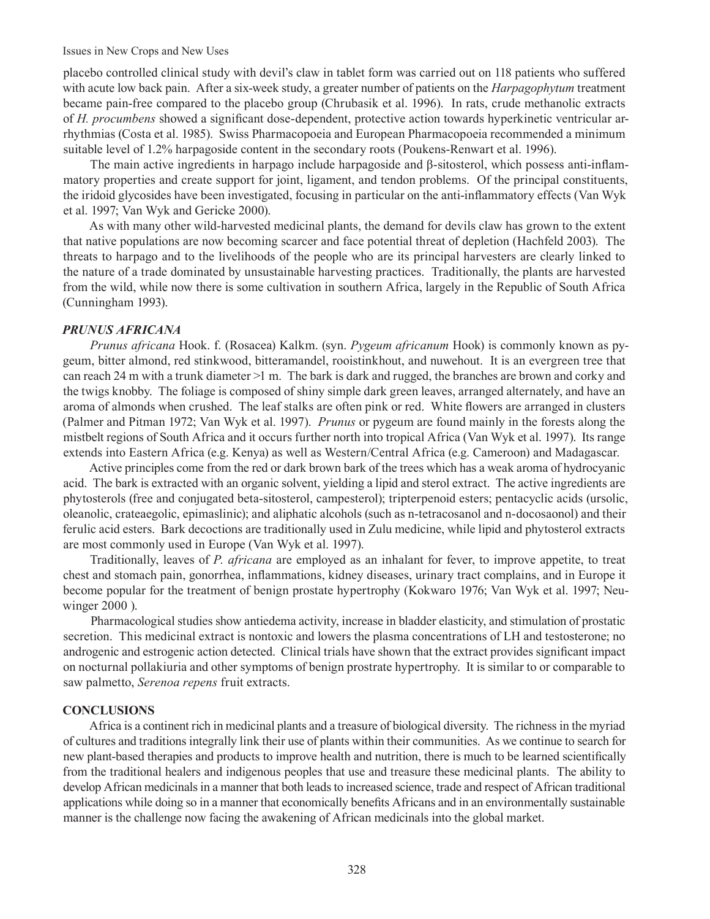placebo controlled clinical study with devil's claw in tablet form was carried out on 118 patients who suffered with acute low back pain. After a six-week study, a greater number of patients on the *Harpagophytum* treatment became pain-free compared to the placebo group (Chrubasik et al. 1996). In rats, crude methanolic extracts of *H. procumbens* showed a significant dose-dependent, protective action towards hyperkinetic ventricular arrhythmias (Costa et al. 1985). Swiss Pharmacopoeia and European Pharmacopoeia recommended a minimum suitable level of 1.2% harpagoside content in the secondary roots (Poukens-Renwart et al. 1996).

The main active ingredients in harpago include harpagoside and β-sitosterol, which possess anti-inflammatory properties and create support for joint, ligament, and tendon problems. Of the principal constituents, the iridoid glycosides have been investigated, focusing in particular on the anti-inflammatory effects (Van Wyk et al. 1997; Van Wyk and Gericke 2000).

As with many other wild-harvested medicinal plants, the demand for devils claw has grown to the extent that native populations are now becoming scarcer and face potential threat of depletion (Hachfeld 2003). The threats to harpago and to the livelihoods of the people who are its principal harvesters are clearly linked to the nature of a trade dominated by unsustainable harvesting practices. Traditionally, the plants are harvested from the wild, while now there is some cultivation in southern Africa, largely in the Republic of South Africa (Cunningham 1993).

### *PRUNUS AFRICANA*

*Prunus africana* Hook. f. (Rosacea) Kalkm. (syn. *Pygeum africanum* Hook) is commonly known as pygeum, bitter almond, red stinkwood, bitteramandel, rooistinkhout, and nuwehout. It is an evergreen tree that can reach 24 m with a trunk diameter >1 m. The bark is dark and rugged, the branches are brown and corky and the twigs knobby. The foliage is composed of shiny simple dark green leaves, arranged alternately, and have an aroma of almonds when crushed. The leaf stalks are often pink or red. White flowers are arranged in clusters (Palmer and Pitman 1972; Van Wyk et al. 1997). *Prunus* or pygeum are found mainly in the forests along the mistbelt regions of South Africa and it occurs further north into tropical Africa (Van Wyk et al. 1997). Its range extends into Eastern Africa (e.g. Kenya) as well as Western/Central Africa (e.g. Cameroon) and Madagascar.

Active principles come from the red or dark brown bark of the trees which has a weak aroma of hydrocyanic acid. The bark is extracted with an organic solvent, yielding a lipid and sterol extract. The active ingredients are phytosterols (free and conjugated beta-sitosterol, campesterol); tripterpenoid esters; pentacyclic acids (ursolic, oleanolic, crateaegolic, epimaslinic); and aliphatic alcohols (such as n-tetracosanol and n-docosaonol) and their ferulic acid esters. Bark decoctions are traditionally used in Zulu medicine, while lipid and phytosterol extracts are most commonly used in Europe (Van Wyk et al. 1997).

Traditionally, leaves of *P. africana* are employed as an inhalant for fever, to improve appetite, to treat chest and stomach pain, gonorrhea, inflammations, kidney diseases, urinary tract complains, and in Europe it become popular for the treatment of benign prostate hypertrophy (Kokwaro 1976; Van Wyk et al. 1997; Neuwinger 2000 ).

Pharmacological studies show antiedema activity, increase in bladder elasticity, and stimulation of prostatic secretion. This medicinal extract is nontoxic and lowers the plasma concentrations of LH and testosterone; no androgenic and estrogenic action detected. Clinical trials have shown that the extract provides significant impact on nocturnal pollakiuria and other symptoms of benign prostrate hypertrophy. It is similar to or comparable to saw palmetto, *Serenoa repens* fruit extracts.

## CONCLUSIONS

Africa is a continent rich in medicinal plants and a treasure of biological diversity. The richness in the myriad of cultures and traditions integrally link their use of plants within their communities. As we continue to search for new plant-based therapies and products to improve health and nutrition, there is much to be learned scientifically from the traditional healers and indigenous peoples that use and treasure these medicinal plants. The ability to develop African medicinals in a manner that both leads to increased science, trade and respect of African traditional applications while doing so in a manner that economically benefits Africans and in an environmentally sustainable manner is the challenge now facing the awakening of African medicinals into the global market.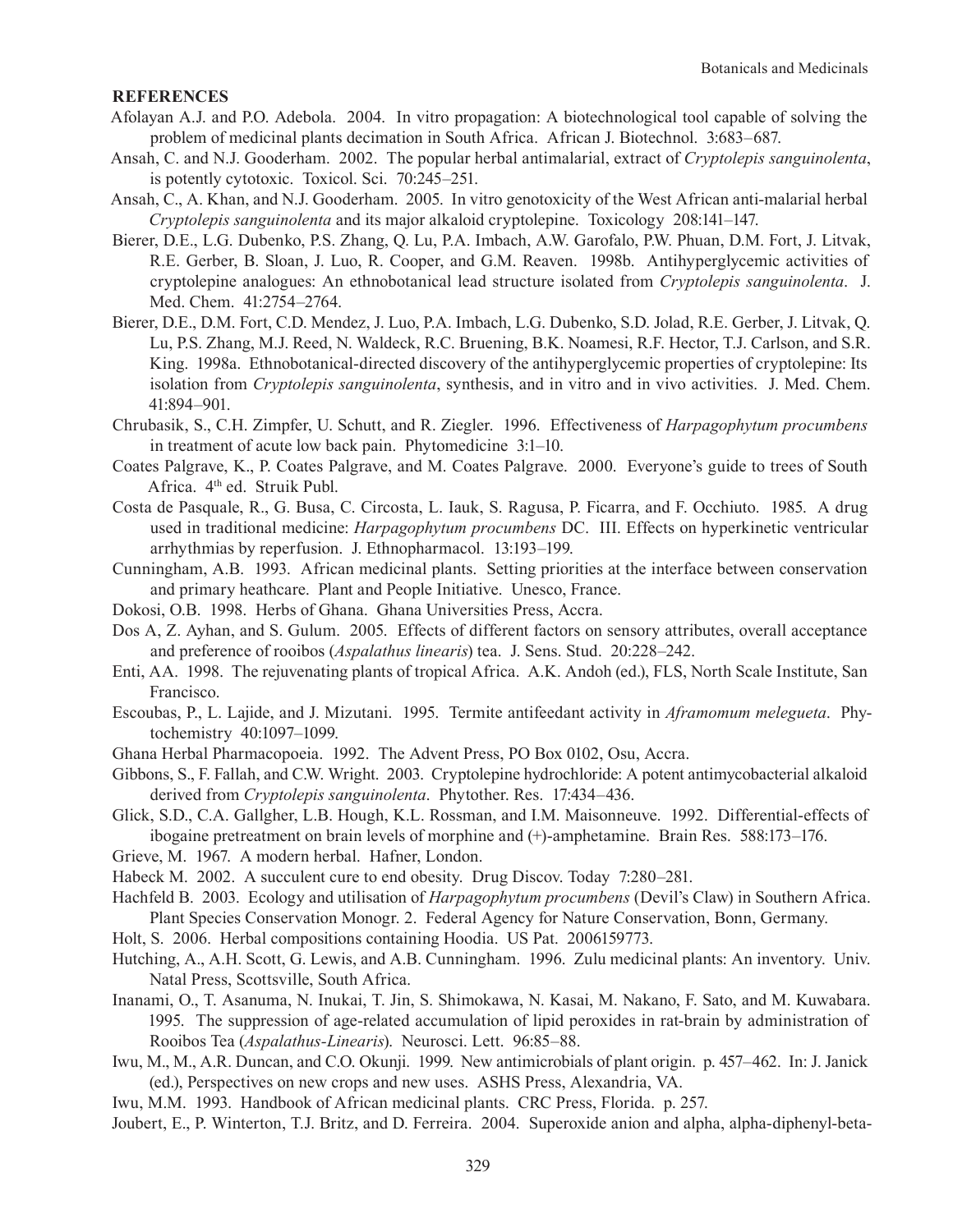## REFERENCES

Afolayan A.J. and P.O. Adebola. 2004. In vitro propagation: A biotechnological tool capable of solving the problem of medicinal plants decimation in South Africa. African J. Biotechnol. 3:683–687.

Ansah, C. and N.J. Gooderham. 2002. The popular herbal antimalarial, extract of *Cryptolepis sanguinolenta*, is potently cytotoxic. Toxicol. Sci. 70:245–251.

Ansah, C., A. Khan, and N.J. Gooderham. 2005. In vitro genotoxicity of the West African anti-malarial herbal *Cryptolepis sanguinolenta* and its major alkaloid cryptolepine. Toxicology 208:141–147.

Bierer, D.E., L.G. Dubenko, P.S. Zhang, Q. Lu, P.A. Imbach, A.W. Garofalo, P.W. Phuan, D.M. Fort, J. Litvak, R.E. Gerber, B. Sloan, J. Luo, R. Cooper, and G.M. Reaven. 1998b. Antihyperglycemic activities of cryptolepine analogues: An ethnobotanical lead structure isolated from *Cryptolepis sanguinolenta*. J. Med. Chem. 41:2754–2764.

Bierer, D.E., D.M. Fort, C.D. Mendez, J. Luo, P.A. Imbach, L.G. Dubenko, S.D. Jolad, R.E. Gerber, J. Litvak, Q. Lu, P.S. Zhang, M.J. Reed, N. Waldeck, R.C. Bruening, B.K. Noamesi, R.F. Hector, T.J. Carlson, and S.R. King. 1998a. Ethnobotanical-directed discovery of the antihyperglycemic properties of cryptolepine: Its isolation from *Cryptolepis sanguinolenta*, synthesis, and in vitro and in vivo activities. J. Med. Chem. 41:894–901.

Chrubasik, S., C.H. Zimpfer, U. Schutt, and R. Ziegler. 1996. Effectiveness of *Harpagophytum procumbens* in treatment of acute low back pain. Phytomedicine 3:1–10.

Coates Palgrave, K., P. Coates Palgrave, and M. Coates Palgrave. 2000. Everyone's guide to trees of South Africa. 4th ed. Struik Publ.

Costa de Pasquale, R., G. Busa, C. Circosta, L. Iauk, S. Ragusa, P. Ficarra, and F. Occhiuto. 1985. A drug used in traditional medicine: *Harpagophytum procumbens* DC. III. Effects on hyperkinetic ventricular arrhythmias by reperfusion. J. Ethnopharmacol. 13:193–199.

Cunningham, A.B. 1993. African medicinal plants. Setting priorities at the interface between conservation and primary heathcare. Plant and People Initiative. Unesco, France.

Dokosi, O.B. 1998. Herbs of Ghana. Ghana Universities Press, Accra.

Dos A, Z. Ayhan, and S. Gulum. 2005. Effects of different factors on sensory attributes, overall acceptance and preference of rooibos (*Aspalathus linearis*) tea. J. Sens. Stud. 20:228–242.

Enti, AA. 1998. The rejuvenating plants of tropical Africa. A.K. Andoh (ed.), FLS, North Scale Institute, San Francisco.

Escoubas, P., L. Lajide, and J. Mizutani. 1995. Termite antifeedant activity in *Aframomum melegueta*. Phytochemistry 40:1097–1099.

Ghana Herbal Pharmacopoeia. 1992. The Advent Press, PO Box 0102, Osu, Accra.

Gibbons, S., F. Fallah, and C.W. Wright. 2003. Cryptolepine hydrochloride: A potent antimycobacterial alkaloid derived from *Cryptolepis sanguinolenta*. Phytother. Res. 17:434–436.

Glick, S.D., C.A. Gallgher, L.B. Hough, K.L. Rossman, and I.M. Maisonneuve. 1992. Differential-effects of ibogaine pretreatment on brain levels of morphine and (+)-amphetamine. Brain Res. 588:173–176.

Grieve, M. 1967. A modern herbal. Hafner, London.

Habeck M. 2002. A succulent cure to end obesity. Drug Discov. Today 7:280–281.

Hachfeld B. 2003. Ecology and utilisation of *Harpagophytum procumbens* (Devil's Claw) in Southern Africa. Plant Species Conservation Monogr. 2. Federal Agency for Nature Conservation, Bonn, Germany.

Holt, S. 2006. Herbal compositions containing Hoodia. US Pat. 2006159773.

Hutching, A., A.H. Scott, G. Lewis, and A.B. Cunningham. 1996. Zulu medicinal plants: An inventory. Univ. Natal Press, Scottsville, South Africa.

Inanami, O., T. Asanuma, N. Inukai, T. Jin, S. Shimokawa, N. Kasai, M. Nakano, F. Sato, and M. Kuwabara. 1995. The suppression of age-related accumulation of lipid peroxides in rat-brain by administration of Rooibos Tea (*Aspalathus-Linearis*). Neurosci. Lett. 96:85–88.

Iwu, M., M., A.R. Duncan, and C.O. Okunji. 1999. New antimicrobials of plant origin. p. 457–462. In: J. Janick (ed.), Perspectives on new crops and new uses. ASHS Press, Alexandria, VA.

Iwu, M.M. 1993. Handbook of African medicinal plants. CRC Press, Florida. p. 257.

Joubert, E., P. Winterton, T.J. Britz, and D. Ferreira. 2004. Superoxide anion and alpha, alpha-diphenyl-beta-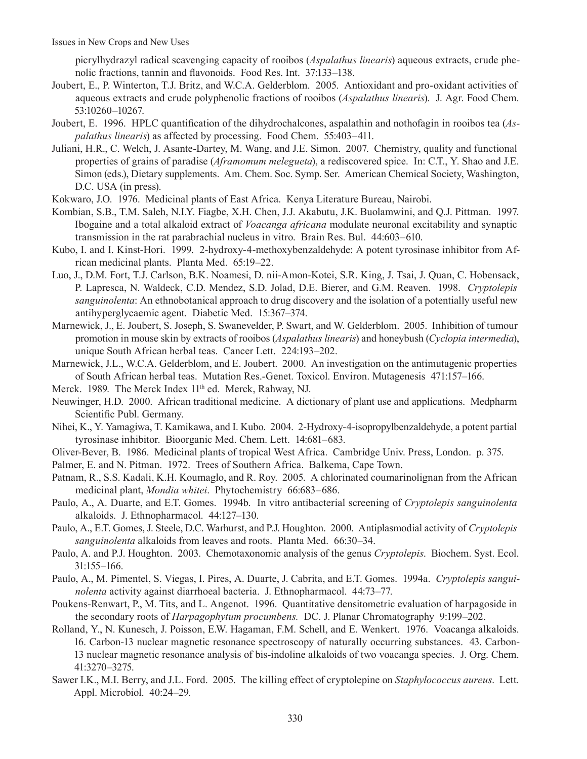picrylhydrazyl radical scavenging capacity of rooibos (*Aspalathus linearis*) aqueous extracts, crude phenolic fractions, tannin and flavonoids. Food Res. Int. 37:133–138.

Joubert, E., P. Winterton, T.J. Britz, and W.C.A. Gelderblom. 2005. Antioxidant and pro-oxidant activities of aqueous extracts and crude polyphenolic fractions of rooibos (*Aspalathus linearis*). J. Agr. Food Chem. 53:10260–10267.

Joubert, E. 1996. HPLC quantification of the dihydrochalcones, aspalathin and nothofagin in rooibos tea (*Aspalathus linearis*) as affected by processing. Food Chem. 55:403–411.

Juliani, H.R., C. Welch, J. Asante-Dartey, M. Wang, and J.E. Simon. 2007. Chemistry, quality and functional properties of grains of paradise (*Aframomum melegueta*), a rediscovered spice. In: C.T., Y. Shao and J.E. Simon (eds.), Dietary supplements. Am. Chem. Soc. Symp. Ser. American Chemical Society, Washington, D.C. USA (in press).

Kokwaro, J.O. 1976. Medicinal plants of East Africa. Kenya Literature Bureau, Nairobi.

Kombian, S.B., T.M. Saleh, N.I.Y. Fiagbe, X.H. Chen, J.J. Akabutu, J.K. Buolamwini, and Q.J. Pittman. 1997. Ibogaine and a total alkaloid extract of *Voacanga africana* modulate neuronal excitability and synaptic transmission in the rat parabrachial nucleus in vitro. Brain Res. Bul. 44:603–610.

Kubo, I. and I. Kinst-Hori. 1999. 2-hydroxy-4-methoxybenzaldehyde: A potent tyrosinase inhibitor from African medicinal plants. Planta Med. 65:19–22.

Luo, J., D.M. Fort, T.J. Carlson, B.K. Noamesi, D. nii-Amon-Kotei, S.R. King, J. Tsai, J. Quan, C. Hobensack, P. Lapresca, N. Waldeck, C.D. Mendez, S.D. Jolad, D.E. Bierer, and G.M. Reaven. 1998. *Cryptolepis sanguinolenta*: An ethnobotanical approach to drug discovery and the isolation of a potentially useful new antihyperglycaemic agent. Diabetic Med. 15:367–374.

Marnewick, J., E. Joubert, S. Joseph, S. Swanevelder, P. Swart, and W. Gelderblom. 2005. Inhibition of tumour promotion in mouse skin by extracts of rooibos (*Aspalathus linearis*) and honeybush (*Cyclopia intermedia*), unique South African herbal teas. Cancer Lett. 224:193–202.

Marnewick, J.L., W.C.A. Gelderblom, and E. Joubert. 2000. An investigation on the antimutagenic properties of South African herbal teas. Mutation Res.-Genet. Toxicol. Environ. Mutagenesis 471:157–166.

Merck. 1989. The Merck Index 11th ed. Merck, Rahway, NJ.

Neuwinger, H.D. 2000. African traditional medicine. A dictionary of plant use and applications. Medpharm Scientific Publ. Germany.

Nihei, K., Y. Yamagiwa, T. Kamikawa, and I. Kubo. 2004. 2-Hydroxy-4-isopropylbenzaldehyde, a potent partial tyrosinase inhibitor. Bioorganic Med. Chem. Lett. 14:681–683.

Oliver-Bever, B. 1986. Medicinal plants of tropical West Africa. Cambridge Univ. Press, London. p. 375.

Palmer, E. and N. Pitman. 1972. Trees of Southern Africa. Balkema, Cape Town.

Patnam, R., S.S. Kadali, K.H. Koumaglo, and R. Roy. 2005. A chlorinated coumarinolignan from the African medicinal plant, *Mondia whitei*. Phytochemistry 66:683–686.

Paulo, A., A. Duarte, and E.T. Gomes. 1994b. In vitro antibacterial screening of *Cryptolepis sanguinolenta* alkaloids. J. Ethnopharmacol. 44:127–130.

Paulo, A., E.T. Gomes, J. Steele, D.C. Warhurst, and P.J. Houghton. 2000. Antiplasmodial activity of *Cryptolepis sanguinolenta* alkaloids from leaves and roots. Planta Med. 66:30–34.

Paulo, A. and P.J. Houghton. 2003. Chemotaxonomic analysis of the genus *Cryptolepis*. Biochem. Syst. Ecol. 31:155–166.

Paulo, A., M. Pimentel, S. Viegas, I. Pires, A. Duarte, J. Cabrita, and E.T. Gomes. 1994a. *Cryptolepis sanguinolenta* activity against diarrhoeal bacteria. J. Ethnopharmacol. 44:73–77.

Poukens-Renwart, P., M. Tits, and L. Angenot. 1996. Quantitative densitometric evaluation of harpagoside in the secondary roots of *Harpagophytum procumbens.* DC. J. Planar Chromatography 9:199–202.

Rolland, Y., N. Kunesch, J. Poisson, E.W. Hagaman, F.M. Schell, and E. Wenkert. 1976. Voacanga alkaloids. 16. Carbon-13 nuclear magnetic resonance spectroscopy of naturally occurring substances. 43. Carbon-13 nuclear magnetic resonance analysis of bis-indoline alkaloids of two voacanga species. J. Org. Chem. 41:3270–3275.

Sawer I.K., M.I. Berry, and J.L. Ford. 2005. The killing effect of cryptolepine on *Staphylococcus aureus*. Lett. Appl. Microbiol. 40:24–29.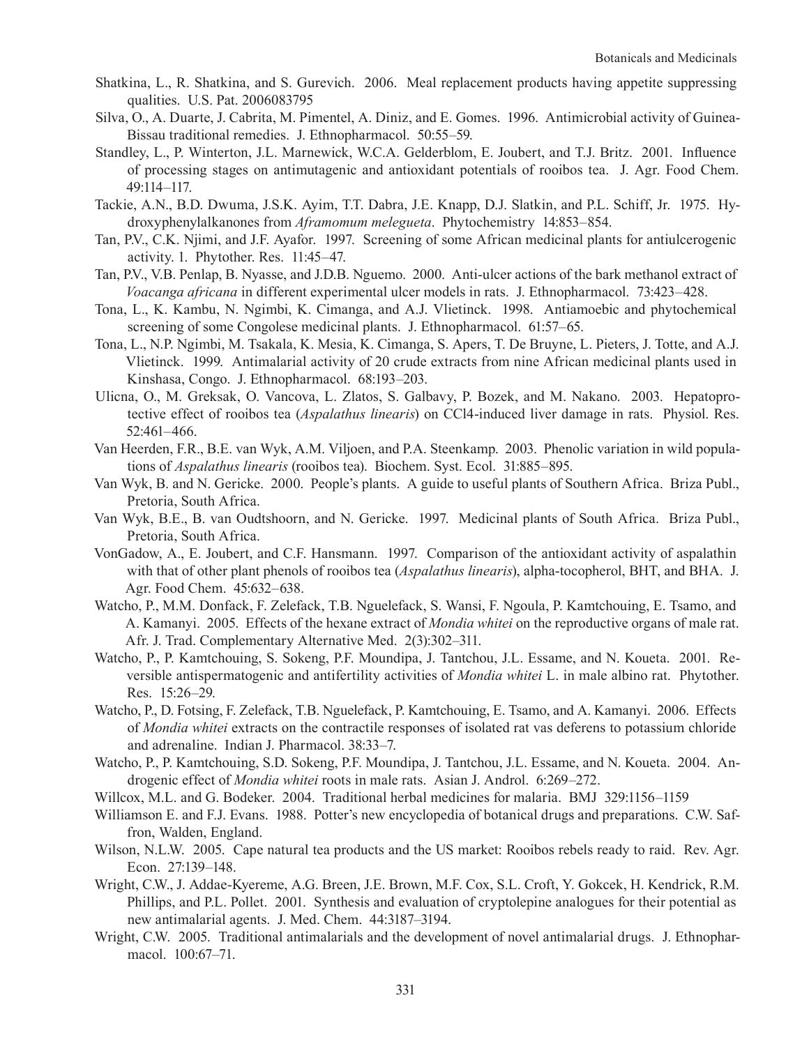Shatkina, L., R. Shatkina, and S. Gurevich. 2006. Meal replacement products having appetite suppressing qualities. U.S. Pat. 2006083795

Silva, O., A. Duarte, J. Cabrita, M. Pimentel, A. Diniz, and E. Gomes. 1996. Antimicrobial activity of Guinea-Bissau traditional remedies. J. Ethnopharmacol. 50:55–59.

Standley, L., P. Winterton, J.L. Marnewick, W.C.A. Gelderblom, E. Joubert, and T.J. Britz. 2001. Influence of processing stages on antimutagenic and antioxidant potentials of rooibos tea. J. Agr. Food Chem. 49:114–117.

Tackie, A.N., B.D. Dwuma, J.S.K. Ayim, T.T. Dabra, J.E. Knapp, D.J. Slatkin, and P.L. Schiff, Jr. 1975. Hydroxyphenylalkanones from *Aframomum melegueta*. Phytochemistry 14:853–854.

Tan, P.V., C.K. Njimi, and J.F. Ayafor. 1997. Screening of some African medicinal plants for antiulcerogenic activity. 1. Phytother. Res. 11:45–47.

Tan, P.V., V.B. Penlap, B. Nyasse, and J.D.B. Nguemo. 2000. Anti-ulcer actions of the bark methanol extract of *Voacanga africana* in different experimental ulcer models in rats. J. Ethnopharmacol. 73:423–428.

Tona, L., K. Kambu, N. Ngimbi, K. Cimanga, and A.J. Vlietinck. 1998. Antiamoebic and phytochemical screening of some Congolese medicinal plants. J. Ethnopharmacol. 61:57–65.

Tona, L., N.P. Ngimbi, M. Tsakala, K. Mesia, K. Cimanga, S. Apers, T. De Bruyne, L. Pieters, J. Totte, and A.J. Vlietinck. 1999. Antimalarial activity of 20 crude extracts from nine African medicinal plants used in Kinshasa, Congo. J. Ethnopharmacol. 68:193–203.

Ulicna, O., M. Greksak, O. Vancova, L. Zlatos, S. Galbavy, P. Bozek, and M. Nakano. 2003. Hepatoprotective effect of rooibos tea (*Aspalathus linearis*) on CCl4-induced liver damage in rats. Physiol. Res. 52:461–466.

Van Heerden, F.R., B.E. van Wyk, A.M. Viljoen, and P.A. Steenkamp. 2003. Phenolic variation in wild populations of *Aspalathus linearis* (rooibos tea). Biochem. Syst. Ecol. 31:885–895.

Van Wyk, B. and N. Gericke. 2000. People's plants. A guide to useful plants of Southern Africa. Briza Publ., Pretoria, South Africa.

Van Wyk, B.E., B. van Oudtshoorn, and N. Gericke. 1997. Medicinal plants of South Africa. Briza Publ., Pretoria, South Africa.

VonGadow, A., E. Joubert, and C.F. Hansmann. 1997. Comparison of the antioxidant activity of aspalathin with that of other plant phenols of rooibos tea (*Aspalathus linearis*), alpha-tocopherol, BHT, and BHA. J. Agr. Food Chem. 45:632–638.

Watcho, P., M.M. Donfack, F. Zelefack, T.B. Nguelefack, S. Wansi, F. Ngoula, P. Kamtchouing, E. Tsamo, and A. Kamanyi. 2005. Effects of the hexane extract of *Mondia whitei* on the reproductive organs of male rat. Afr. J. Trad. Complementary Alternative Med. 2(3):302–311.

Watcho, P., P. Kamtchouing, S. Sokeng, P.F. Moundipa, J. Tantchou, J.L. Essame, and N. Koueta. 2001. Reversible antispermatogenic and antifertility activities of *Mondia whitei* L. in male albino rat. Phytother. Res. 15:26–29.

Watcho, P., D. Fotsing, F. Zelefack, T.B. Nguelefack, P. Kamtchouing, E. Tsamo, and A. Kamanyi. 2006. Effects of *Mondia whitei* extracts on the contractile responses of isolated rat vas deferens to potassium chloride and adrenaline. Indian J. Pharmacol. 38:33–7.

Watcho, P., P. Kamtchouing, S.D. Sokeng, P.F. Moundipa, J. Tantchou, J.L. Essame, and N. Koueta. 2004. Androgenic effect of *Mondia whitei* roots in male rats. Asian J. Androl. 6:269–272.

Willcox, M.L. and G. Bodeker. 2004. Traditional herbal medicines for malaria. BMJ 329:1156–1159

Williamson E. and F.J. Evans. 1988. Potter's new encyclopedia of botanical drugs and preparations. C.W. Saffron, Walden, England.

Wilson, N.L.W. 2005. Cape natural tea products and the US market: Rooibos rebels ready to raid. Rev. Agr. Econ. 27:139–148.

Wright, C.W., J. Addae-Kyereme, A.G. Breen, J.E. Brown, M.F. Cox, S.L. Croft, Y. Gokcek, H. Kendrick, R.M. Phillips, and P.L. Pollet. 2001. Synthesis and evaluation of cryptolepine analogues for their potential as new antimalarial agents. J. Med. Chem. 44:3187–3194.

Wright, C.W. 2005. Traditional antimalarials and the development of novel antimalarial drugs. J. Ethnopharmacol. 100:67–71.